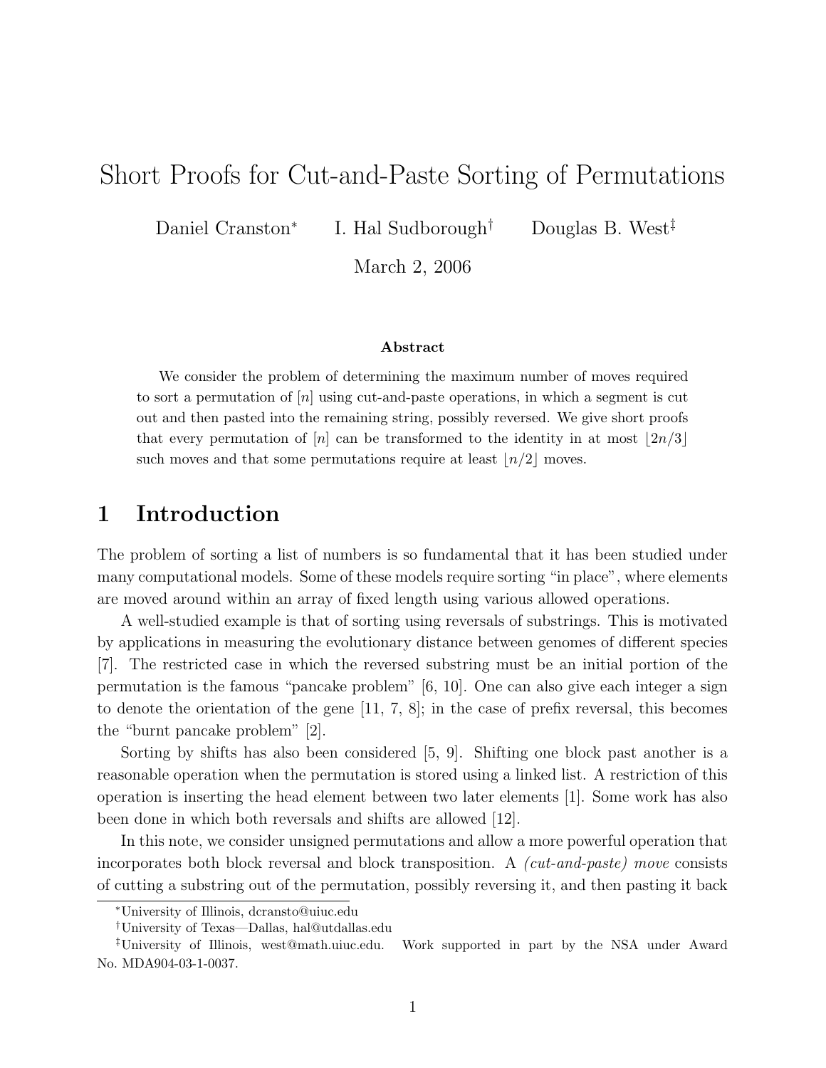# Short Proofs for Cut-and-Paste Sorting of Permutations

Daniel Cranston[*] I. Hal Sudborough[†] Douglas B. West[‡]

March 2, 2006

**Abstract**

We consider the problem of determining the maximum number of moves required to sort a permutation of $[n]$ using cut-and-paste operations, in which a segment is cut out and then pasted into the remaining string, possibly reversed. We give short proofs that every permutation of $[n]$ can be transformed to the identity in at most $\lfloor 2n/3 \rfloor$ such moves and that some permutations require at least $\lfloor n/2 \rfloor$ moves.

## 1 Introduction

The problem of sorting a list of numbers is so fundamental that it has been studied under many computational models. Some of these models require sorting "in place", where elements are moved around within an array of fixed length using various allowed operations.

A well-studied example is that of sorting using reversals of substrings. This is motivated by applications in measuring the evolutionary distance between genomes of different species [7]. The restricted case in which the reversed substring must be an initial portion of the permutation is the famous "pancake problem" [6, 10]. One can also give each integer a sign to denote the orientation of the gene [11, 7, 8]; in the case of prefix reversal, this becomes the "burnt pancake problem" [2].

Sorting by shifts has also been considered [5, 9]. Shifting one block past another is a reasonable operation when the permutation is stored using a linked list. A restriction of this operation is inserting the head element between two later elements [1]. Some work has also been done in which both reversals and shifts are allowed [12].

In this note, we consider unsigned permutations and allow a more powerful operation that incorporates both block reversal and block transposition. A *(cut-and-paste) move* consists of cutting a substring out of the permutation, possibly reversing it, and then pasting it back

[*] University of Illinois, dcransto@uiuc.edu

[†] University of Texas—Dallas, hal@utdallas.edu

[‡] University of Illinois, west@math.uiuc.edu. Work supported in part by the NSA under Award No. MDA904-03-1-0037.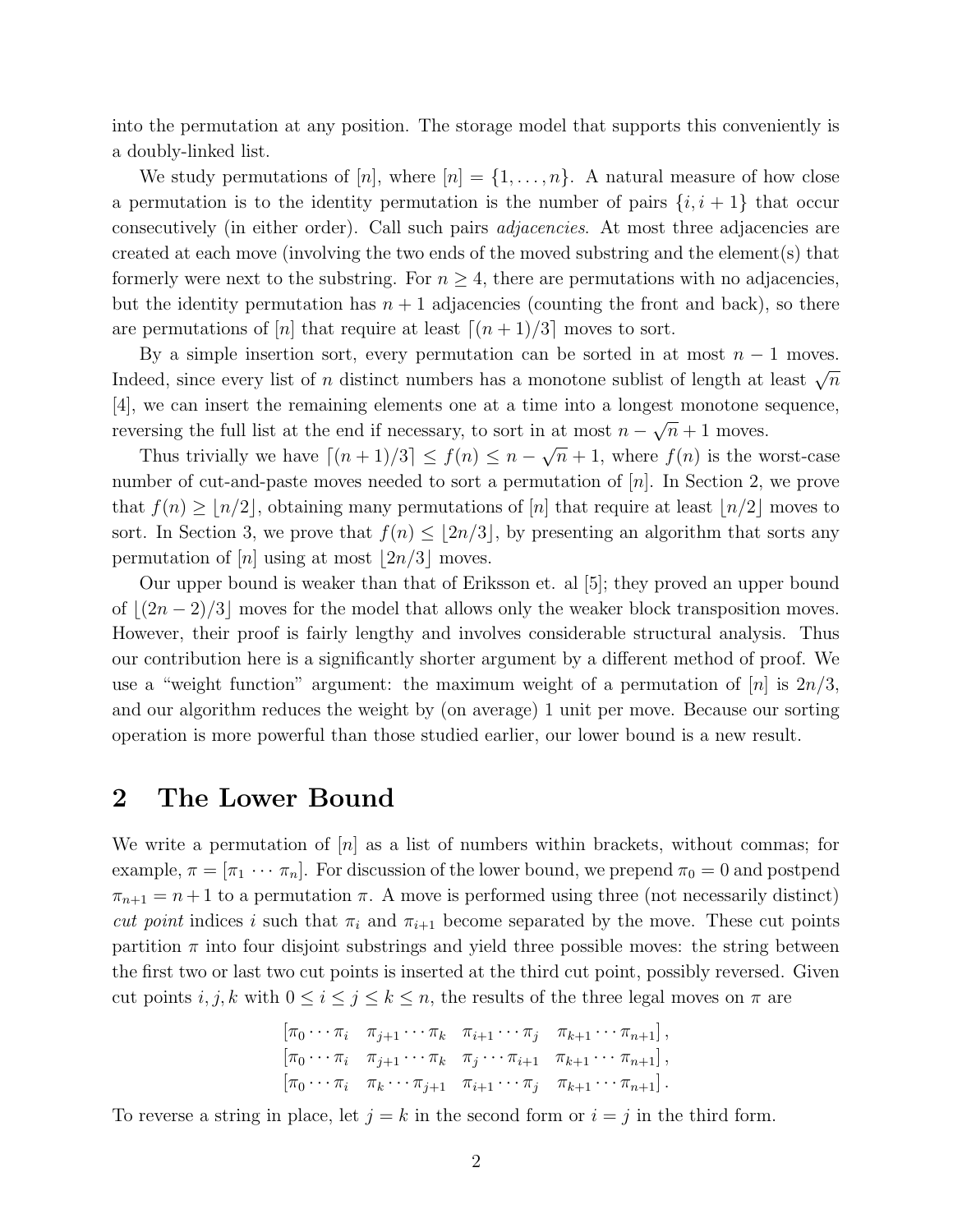into the permutation at any position. The storage model that supports this conveniently is a doubly-linked list.

We study permutations of $[n]$, where $[n] = \{1, \ldots, n\}$. A natural measure of how close a permutation is to the identity permutation is the number of pairs $\{i, i+1\}$ that occur consecutively (in either order). Call such pairs *adjacencies*. At most three adjacencies are created at each move (involving the two ends of the moved substring and the element(s) that formerly were next to the substring. For $n \geq 4$, there are permutations with no adjacencies, but the identity permutation has $n+1$ adjacencies (counting the front and back), so there are permutations of $[n]$ that require at least $\lceil (n+1)/3 \rceil$ moves to sort.

By a simple insertion sort, every permutation can be sorted in at most $n-1$ moves. Indeed, since every list of $n$ distinct numbers has a monotone sublist of length at least $\sqrt{n}$ [4], we can insert the remaining elements one at a time into a longest monotone sequence, reversing the full list at the end if necessary, to sort in at most $n - \sqrt{n} + 1$ moves.

Thus trivially we have $\lceil (n+1)/3 \rceil \leq f(n) \leq n - \sqrt{n} + 1$, where $f(n)$ is the worst-case number of cut-and-paste moves needed to sort a permutation of $[n]$. In Section 2, we prove that $f(n) \geq \lfloor n/2 \rfloor$, obtaining many permutations of $[n]$ that require at least $\lfloor n/2 \rfloor$ moves to sort. In Section 3, we prove that $f(n) \leq \lfloor 2n/3 \rfloor$, by presenting an algorithm that sorts any permutation of $[n]$ using at most $\lfloor 2n/3 \rfloor$ moves.

Our upper bound is weaker than that of Eriksson et. al [5]; they proved an upper bound of $\lfloor (2n-2)/3 \rfloor$ moves for the model that allows only the weaker block transposition moves. However, their proof is fairly lengthy and involves considerable structural analysis. Thus our contribution here is a significantly shorter argument by a different method of proof. We use a "weight function" argument: the maximum weight of a permutation of $[n]$ is $2n/3$, and our algorithm reduces the weight by (on average) 1 unit per move. Because our sorting operation is more powerful than those studied earlier, our lower bound is a new result.

# 2 The Lower Bound

We write a permutation of $[n]$ as a list of numbers within brackets, without commas; for example, $\pi = [\pi_1 \cdots \pi_n]$. For discussion of the lower bound, we prepend $\pi_0 = 0$ and postpend $\pi_{n+1} = n+1$ to a permutation $\pi$. A move is performed using three (not necessarily distinct) *cut point* indices $i$ such that $\pi_i$ and $\pi_{i+1}$ become separated by the move. These cut points partition $\pi$ into four disjoint substrings and yield three possible moves: the string between the first two or last two cut points is inserted at the third cut point, possibly reversed. Given cut points $i, j, k$ with $0 \leq i \leq j \leq k \leq n$, the results of the three legal moves on $\pi$ are

$$
\begin{aligned}
&[\pi_0 \cdots \pi_i \quad \pi_{j+1} \cdots \pi_k \quad \pi_{i+1} \cdots \pi_j \quad \pi_{k+1} \cdots \pi_{n+1}], \\
&[\pi_0 \cdots \pi_i \quad \pi_{j+1} \cdots \pi_k \quad \pi_j \cdots \pi_{i+1} \quad \pi_{k+1} \cdots \pi_{n+1}], \\
&[\pi_0 \cdots \pi_i \quad \pi_k \cdots \pi_{j+1} \quad \pi_{i+1} \cdots \pi_j \quad \pi_{k+1} \cdots \pi_{n+1}].
\end{aligned}
$$

To reverse a string in place, let $j = k$ in the second form or $i = j$ in the third form.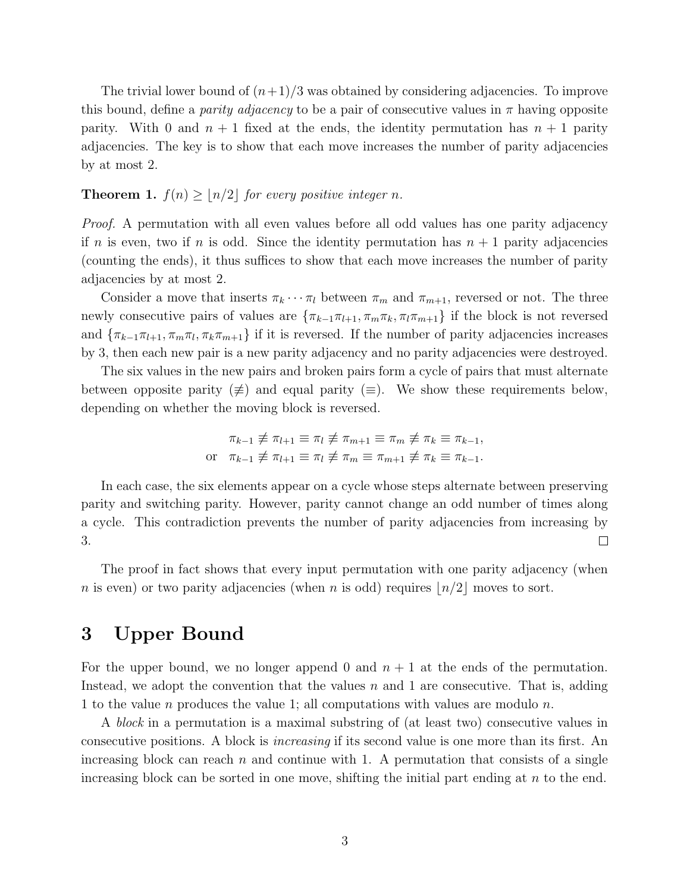The trivial lower bound of $(n+1)/3$ was obtained by considering adjacencies. To improve this bound, define a *parity adjacency* to be a pair of consecutive values in $\pi$ having opposite parity. With 0 and $n+1$ fixed at the ends, the identity permutation has $n+1$ parity adjacencies. The key is to show that each move increases the number of parity adjacencies by at most 2.

**Theorem 1.** *$f(n) \geq \lfloor n/2 \rfloor$ for every positive integer $n$.*

*Proof.* A permutation with all even values before all odd values has one parity adjacency if $n$ is even, two if $n$ is odd. Since the identity permutation has $n+1$ parity adjacencies (counting the ends), it thus suffices to show that each move increases the number of parity adjacencies by at most 2.

Consider a move that inserts $\pi_k \cdots \pi_l$ between $\pi_m$ and $\pi_{m+1}$, reversed or not. The three newly consecutive pairs of values are $\{\pi_{k-1}\pi_{l+1}, \pi_m\pi_k, \pi_l\pi_{m+1}\}$ if the block is not reversed and $\{\pi_{k-1}\pi_{l+1}, \pi_m\pi_l, \pi_k\pi_{m+1}\}$ if it is reversed. If the number of parity adjacencies increases by 3, then each new pair is a new parity adjacency and no parity adjacencies were destroyed.

The six values in the new pairs and broken pairs form a cycle of pairs that must alternate between opposite parity ($\not\equiv$) and equal parity ($\equiv$). We show these requirements below, depending on whether the moving block is reversed.

$$\pi_{k-1} \not\equiv \pi_{l+1} \equiv \pi_l \not\equiv \pi_{m+1} \equiv \pi_m \not\equiv \pi_k \equiv \pi_{k-1},$$
$$\text{or} \quad \pi_{k-1} \not\equiv \pi_{l+1} \equiv \pi_l \not\equiv \pi_m \equiv \pi_{m+1} \not\equiv \pi_k \equiv \pi_{k-1}.$$

In each case, the six elements appear on a cycle whose steps alternate between preserving parity and switching parity. However, parity cannot change an odd number of times along a cycle. This contradiction prevents the number of parity adjacencies from increasing by 3. □

The proof in fact shows that every input permutation with one parity adjacency (when $n$ is even) or two parity adjacencies (when $n$ is odd) requires $\lfloor n/2 \rfloor$ moves to sort.

# 3 Upper Bound

For the upper bound, we no longer append 0 and $n+1$ at the ends of the permutation. Instead, we adopt the convention that the values $n$ and 1 are consecutive. That is, adding 1 to the value $n$ produces the value 1; all computations with values are modulo $n$.

A *block* in a permutation is a maximal substring of (at least two) consecutive values in consecutive positions. A block is *increasing* if its second value is one more than its first. An increasing block can reach $n$ and continue with 1. A permutation that consists of a single increasing block can be sorted in one move, shifting the initial part ending at $n$ to the end.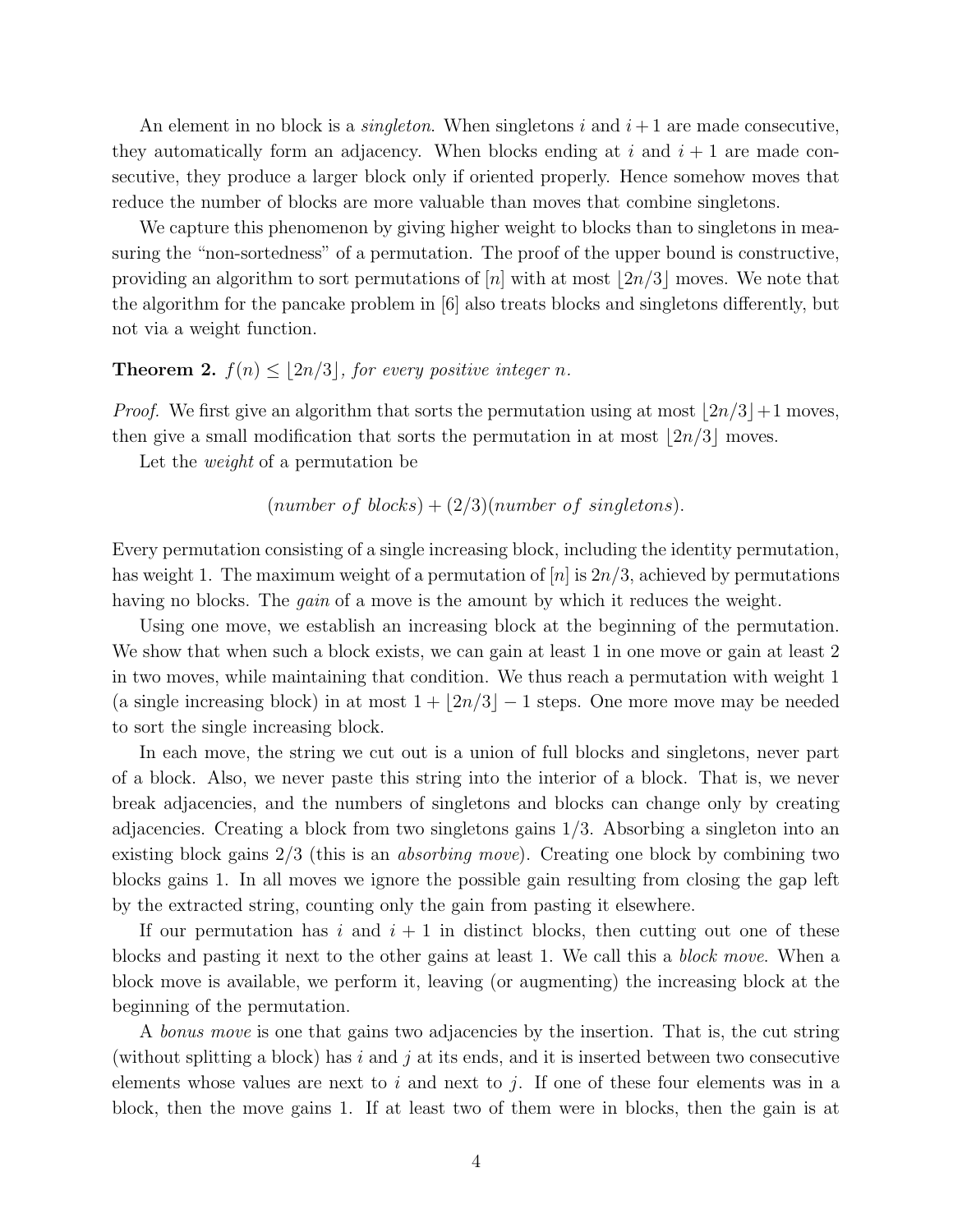An element in no block is a *singleton*. When singletons $i$ and $i+1$ are made consecutive, they automatically form an adjacency. When blocks ending at $i$ and $i+1$ are made consecutive, they produce a larger block only if oriented properly. Hence somehow moves that reduce the number of blocks are more valuable than moves that combine singletons.

We capture this phenomenon by giving higher weight to blocks than to singletons in measuring the "non-sortedness" of a permutation. The proof of the upper bound is constructive, providing an algorithm to sort permutations of $[n]$ with at most $\lfloor 2n/3 \rfloor$ moves. We note that the algorithm for the pancake problem in [6] also treats blocks and singletons differently, but not via a weight function.

**Theorem 2.** *$f(n) \le \lfloor 2n/3 \rfloor$, for every positive integer $n$.*

*Proof.* We first give an algorithm that sorts the permutation using at most $\lfloor 2n/3 \rfloor + 1$ moves, then give a small modification that sorts the permutation in at most $\lfloor 2n/3 \rfloor$ moves.

Let the *weight* of a permutation be

$$(\textit{number of blocks}) + (2/3)(\textit{number of singletons}).$$

Every permutation consisting of a single increasing block, including the identity permutation, has weight 1. The maximum weight of a permutation of $[n]$ is $2n/3$, achieved by permutations having no blocks. The *gain* of a move is the amount by which it reduces the weight.

Using one move, we establish an increasing block at the beginning of the permutation. We show that when such a block exists, we can gain at least 1 in one move or gain at least 2 in two moves, while maintaining that condition. We thus reach a permutation with weight 1 (a single increasing block) in at most $1 + \lfloor 2n/3 \rfloor - 1$ steps. One more move may be needed to sort the single increasing block.

In each move, the string we cut out is a union of full blocks and singletons, never part of a block. Also, we never paste this string into the interior of a block. That is, we never break adjacencies, and the numbers of singletons and blocks can change only by creating adjacencies. Creating a block from two singletons gains $1/3$. Absorbing a singleton into an existing block gains $2/3$ (this is an *absorbing move*). Creating one block by combining two blocks gains 1. In all moves we ignore the possible gain resulting from closing the gap left by the extracted string, counting only the gain from pasting it elsewhere.

If our permutation has $i$ and $i+1$ in distinct blocks, then cutting out one of these blocks and pasting it next to the other gains at least 1. We call this a *block move*. When a block move is available, we perform it, leaving (or augmenting) the increasing block at the beginning of the permutation.

A *bonus move* is one that gains two adjacencies by the insertion. That is, the cut string (without splitting a block) has $i$ and $j$ at its ends, and it is inserted between two consecutive elements whose values are next to $i$ and next to $j$. If one of these four elements was in a block, then the move gains 1. If at least two of them were in blocks, then the gain is at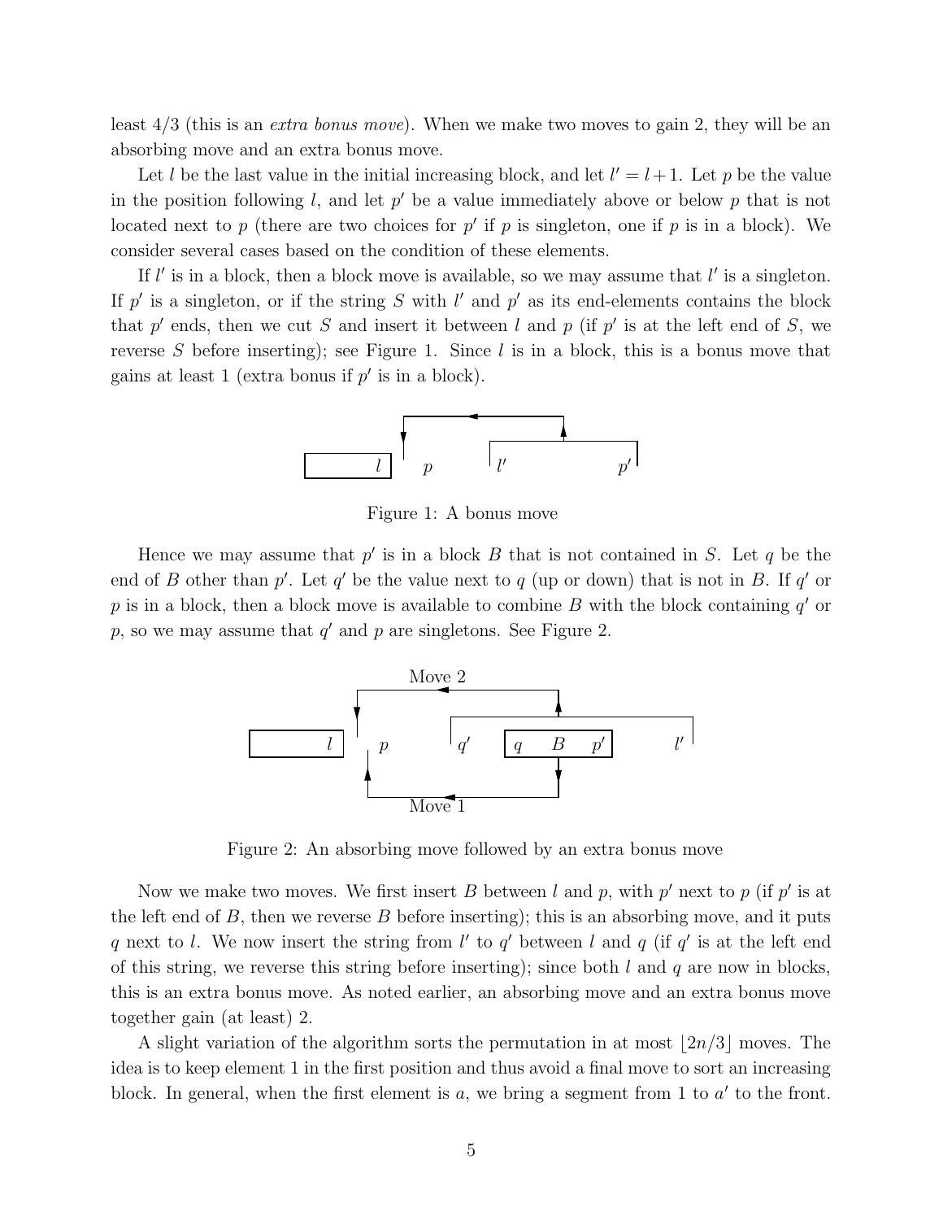least 4/3 (this is an *extra bonus move*). When we make two moves to gain 2, they will be an absorbing move and an extra bonus move.

Let $l$ be the last value in the initial increasing block, and let $l' = l+1$. Let $p$ be the value in the position following $l$, and let $p'$ be a value immediately above or below $p$ that is not located next to $p$ (there are two choices for $p'$ if $p$ is singleton, one if $p$ is in a block). We consider several cases based on the condition of these elements.

If $l'$ is in a block, then a block move is available, so we may assume that $l'$ is a singleton. If $p'$ is a singleton, or if the string $S$ with $l'$ and $p'$ as its end-elements contains the block that $p'$ ends, then we cut $S$ and insert it between $l$ and $p$ (if $p'$ is at the left end of $S$, we reverse $S$ before inserting); see Figure 1. Since $l$ is in a block, this is a bonus move that gains at least 1 (extra bonus if $p'$ is in a block).

Figure 1: A bonus move

Hence we may assume that $p'$ is in a block $B$ that is not contained in $S$. Let $q$ be the end of $B$ other than $p'$. Let $q'$ be the value next to $q$ (up or down) that is not in $B$. If $q'$ or $p$ is in a block, then a block move is available to combine $B$ with the block containing $q'$ or $p$, so we may assume that $q'$ and $p$ are singletons. See Figure 2.

Figure 2: An absorbing move followed by an extra bonus move

Now we make two moves. We first insert $B$ between $l$ and $p$, with $p'$ next to $p$ (if $p'$ is at the left end of $B$, then we reverse $B$ before inserting); this is an absorbing move, and it puts $q$ next to $l$. We now insert the string from $l'$ to $q'$ between $l$ and $q$ (if $q'$ is at the left end of this string, we reverse this string before inserting); since both $l$ and $q$ are now in blocks, this is an extra bonus move. As noted earlier, an absorbing move and an extra bonus move together gain (at least) 2.

A slight variation of the algorithm sorts the permutation in at most $\lfloor 2n/3 \rfloor$ moves. The idea is to keep element 1 in the first position and thus avoid a final move to sort an increasing block. In general, when the first element is $a$, we bring a segment from 1 to $a'$ to the front.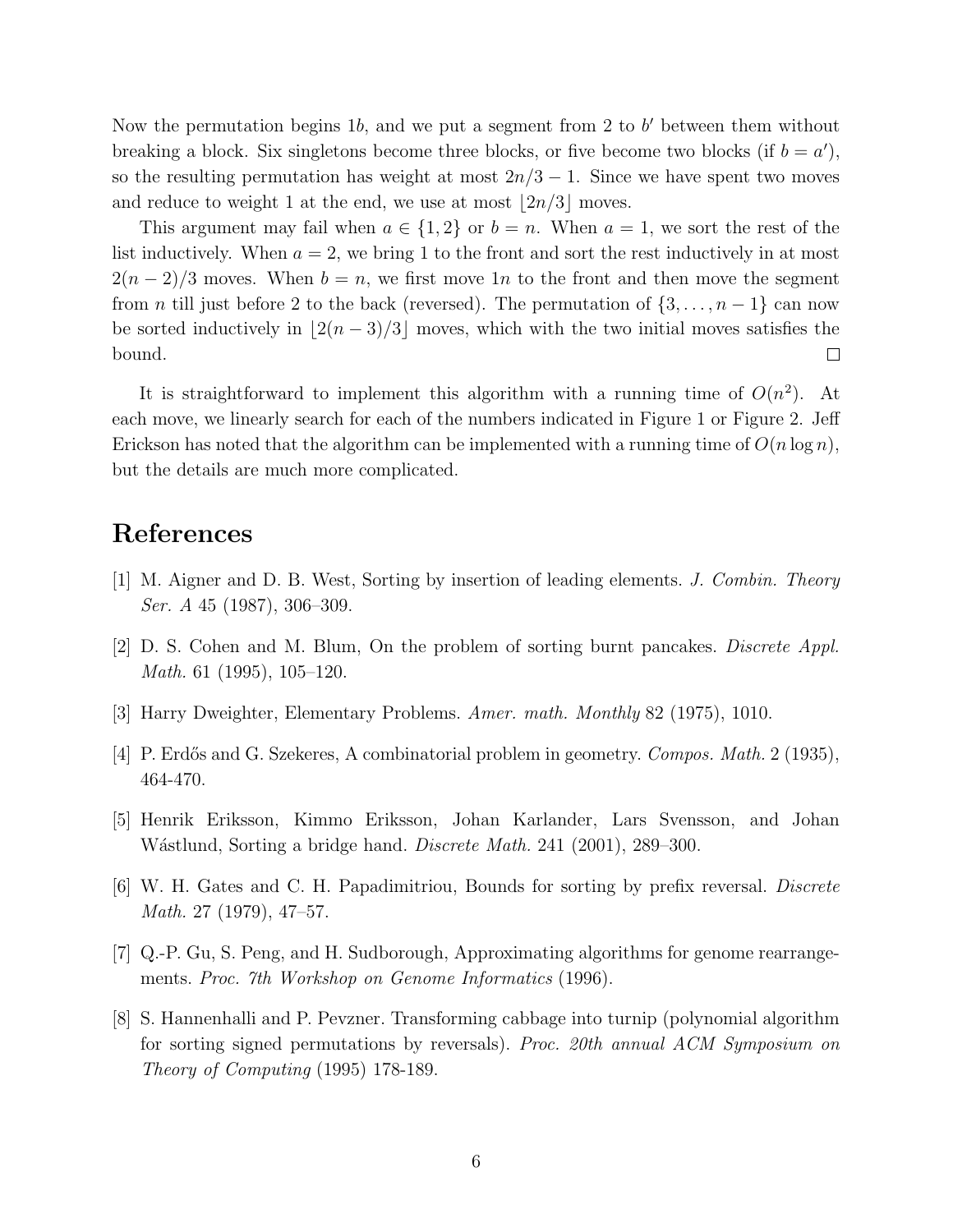Now the permutation begins $1b$, and we put a segment from 2 to $b'$ between them without breaking a block. Six singletons become three blocks, or five become two blocks (if $b = a'$), so the resulting permutation has weight at most $2n/3 - 1$. Since we have spent two moves and reduce to weight 1 at the end, we use at most $\lfloor 2n/3 \rfloor$ moves.

This argument may fail when $a \in \{1, 2\}$ or $b = n$. When $a = 1$, we sort the rest of the list inductively. When $a = 2$, we bring 1 to the front and sort the rest inductively in at most $2(n-2)/3$ moves. When $b = n$, we first move $1n$ to the front and then move the segment from $n$ till just before 2 to the back (reversed). The permutation of $\{3, \ldots, n-1\}$ can now be sorted inductively in $\lfloor 2(n-3)/3 \rfloor$ moves, which with the two initial moves satisfies the bound. □

It is straightforward to implement this algorithm with a running time of $O(n^2)$. At each move, we linearly search for each of the numbers indicated in Figure 1 or Figure 2. Jeff Erickson has noted that the algorithm can be implemented with a running time of $O(n \log n)$, but the details are much more complicated.

## References

[1] M. Aigner and D. B. West, Sorting by insertion of leading elements. *J. Combin. Theory Ser. A* 45 (1987), 306–309.

[2] D. S. Cohen and M. Blum, On the problem of sorting burnt pancakes. *Discrete Appl. Math.* 61 (1995), 105–120.

[3] Harry Dweighter, Elementary Problems. *Amer. math. Monthly* 82 (1975), 1010.

[4] P. Erdős and G. Szekeres, A combinatorial problem in geometry. *Compos. Math.* 2 (1935), 464-470.

[5] Henrik Eriksson, Kimmo Eriksson, Johan Karlander, Lars Svensson, and Johan Wástlund, Sorting a bridge hand. *Discrete Math.* 241 (2001), 289–300.

[6] W. H. Gates and C. H. Papadimitriou, Bounds for sorting by prefix reversal. *Discrete Math.* 27 (1979), 47–57.

[7] Q.-P. Gu, S. Peng, and H. Sudborough, Approximating algorithms for genome rearrangements. *Proc. 7th Workshop on Genome Informatics* (1996).

[8] S. Hannenhalli and P. Pevzner. Transforming cabbage into turnip (polynomial algorithm for sorting signed permutations by reversals). *Proc. 20th annual ACM Symposium on Theory of Computing* (1995) 178-189.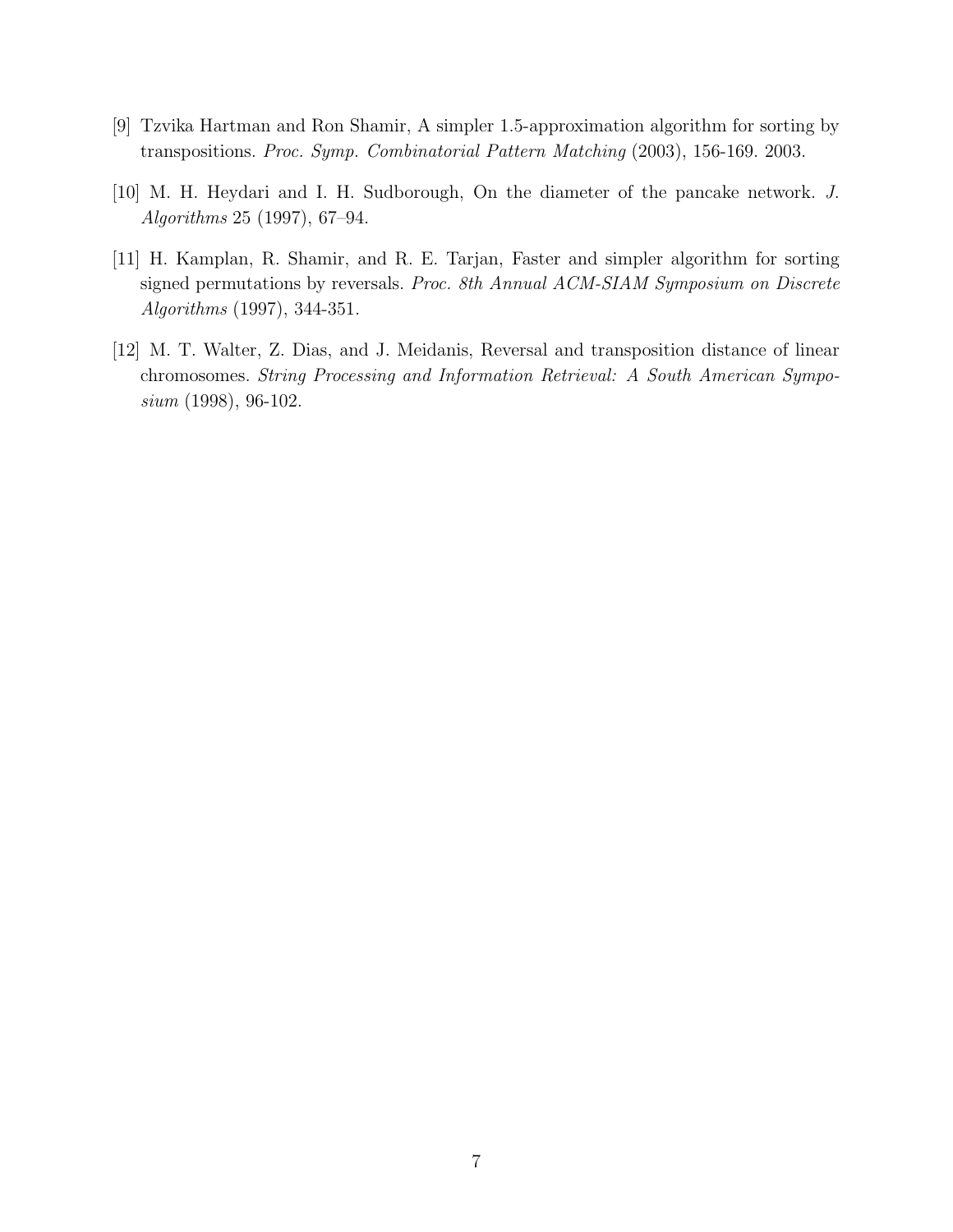[9] Tzvika Hartman and Ron Shamir, A simpler 1.5-approximation algorithm for sorting by transpositions. *Proc. Symp. Combinatorial Pattern Matching* (2003), 156-169. 2003.

[10] M. H. Heydari and I. H. Sudborough, On the diameter of the pancake network. *J. Algorithms* 25 (1997), 67–94.

[11] H. Kamplan, R. Shamir, and R. E. Tarjan, Faster and simpler algorithm for sorting signed permutations by reversals. *Proc. 8th Annual ACM-SIAM Symposium on Discrete Algorithms* (1997), 344-351.

[12] M. T. Walter, Z. Dias, and J. Meidanis, Reversal and transposition distance of linear chromosomes. *String Processing and Information Retrieval: A South American Symposium* (1998), 96-102.